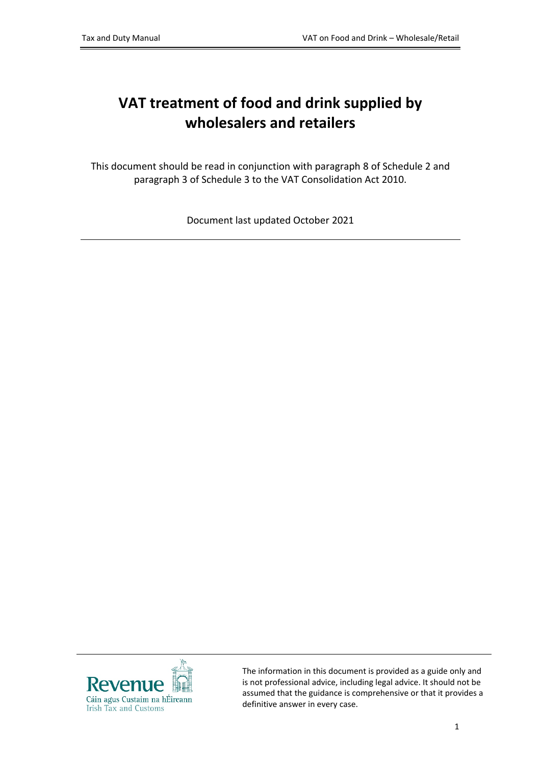# VAT treatment of food and drink supplied by wholesalers and retailers

This document should be read in conjunction with paragraph 8 of Schedule 2 and paragraph 3 of Schedule 3 to the VAT Consolidation Act 2010.

Document last updated October 2021

---

The information in this document is provided as a guide only and is not professional advice, including legal advice. It should not be assumed that the guidance is comprehensive or that it provides a definitive answer in every case.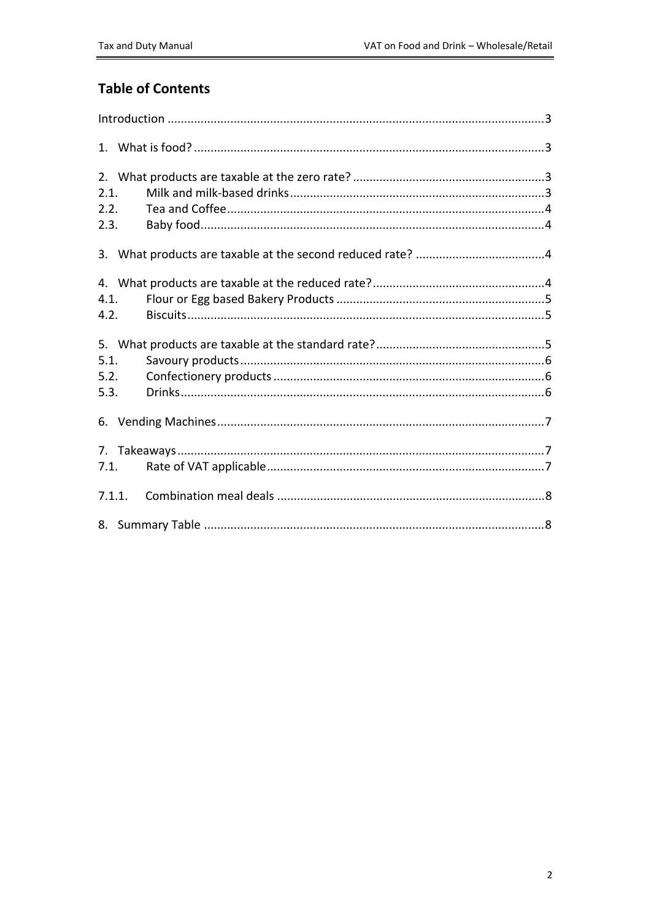## Table of Contents

Introduction ..... 3

1. What is food? ..... 3

2. What products are taxable at the zero rate? ..... 3
2.1. Milk and milk-based drinks ..... 3
2.2. Tea and Coffee ..... 4
2.3. Baby food ..... 4

3. What products are taxable at the second reduced rate? ..... 4

4. What products are taxable at the reduced rate? ..... 4
4.1. Flour or Egg based Bakery Products ..... 5
4.2. Biscuits ..... 5

5. What products are taxable at the standard rate? ..... 5
5.1. Savoury products ..... 6
5.2. Confectionery products ..... 6
5.3. Drinks ..... 6

6. Vending Machines ..... 7

7. Takeaways ..... 7
7.1. Rate of VAT applicable ..... 7

7.1.1. Combination meal deals ..... 8

8. Summary Table ..... 8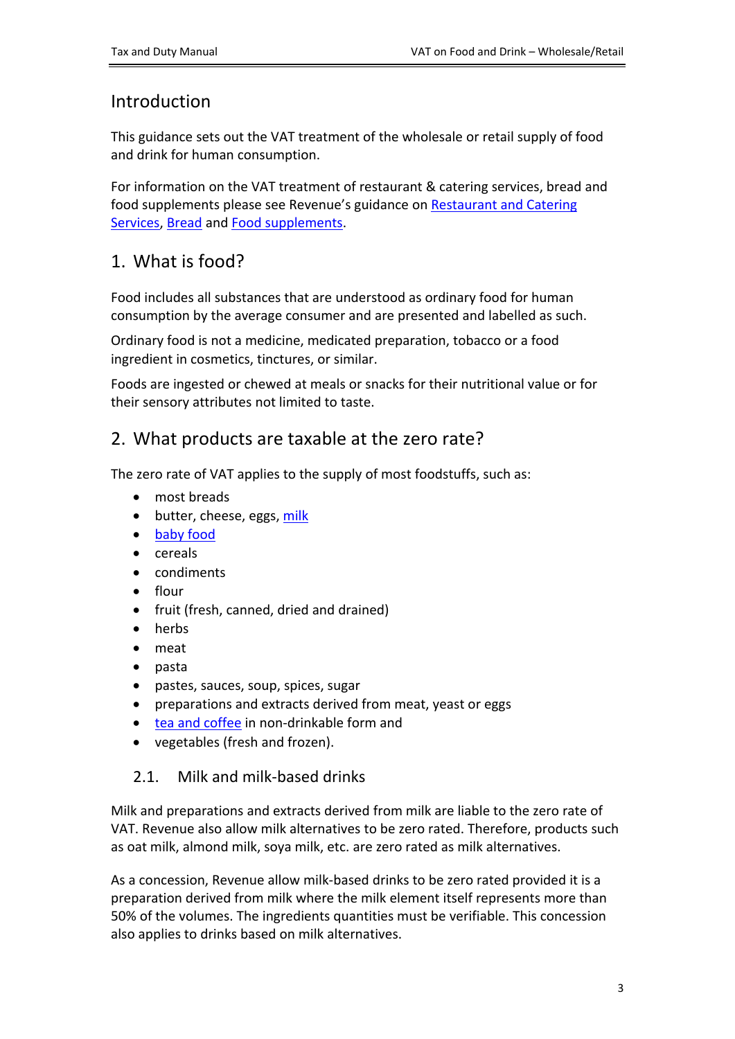## Introduction

This guidance sets out the VAT treatment of the wholesale or retail supply of food and drink for human consumption.

For information on the VAT treatment of restaurant & catering services, bread and food supplements please see Revenue's guidance on Restaurant and Catering Services, Bread and Food supplements.

## 1. What is food?

Food includes all substances that are understood as ordinary food for human consumption by the average consumer and are presented and labelled as such.

Ordinary food is not a medicine, medicated preparation, tobacco or a food ingredient in cosmetics, tinctures, or similar.

Foods are ingested or chewed at meals or snacks for their nutritional value or for their sensory attributes not limited to taste.

## 2. What products are taxable at the zero rate?

The zero rate of VAT applies to the supply of most foodstuffs, such as:

- most breads
- butter, cheese, eggs, milk
- baby food
- cereals
- condiments
- flour
- fruit (fresh, canned, dried and drained)
- herbs
- meat
- pasta
- pastes, sauces, soup, spices, sugar
- preparations and extracts derived from meat, yeast or eggs
- tea and coffee in non-drinkable form and
- vegetables (fresh and frozen).

### 2.1. Milk and milk-based drinks

Milk and preparations and extracts derived from milk are liable to the zero rate of VAT. Revenue also allow milk alternatives to be zero rated. Therefore, products such as oat milk, almond milk, soya milk, etc. are zero rated as milk alternatives.

As a concession, Revenue allow milk-based drinks to be zero rated provided it is a preparation derived from milk where the milk element itself represents more than 50% of the volumes. The ingredients quantities must be verifiable. This concession also applies to drinks based on milk alternatives.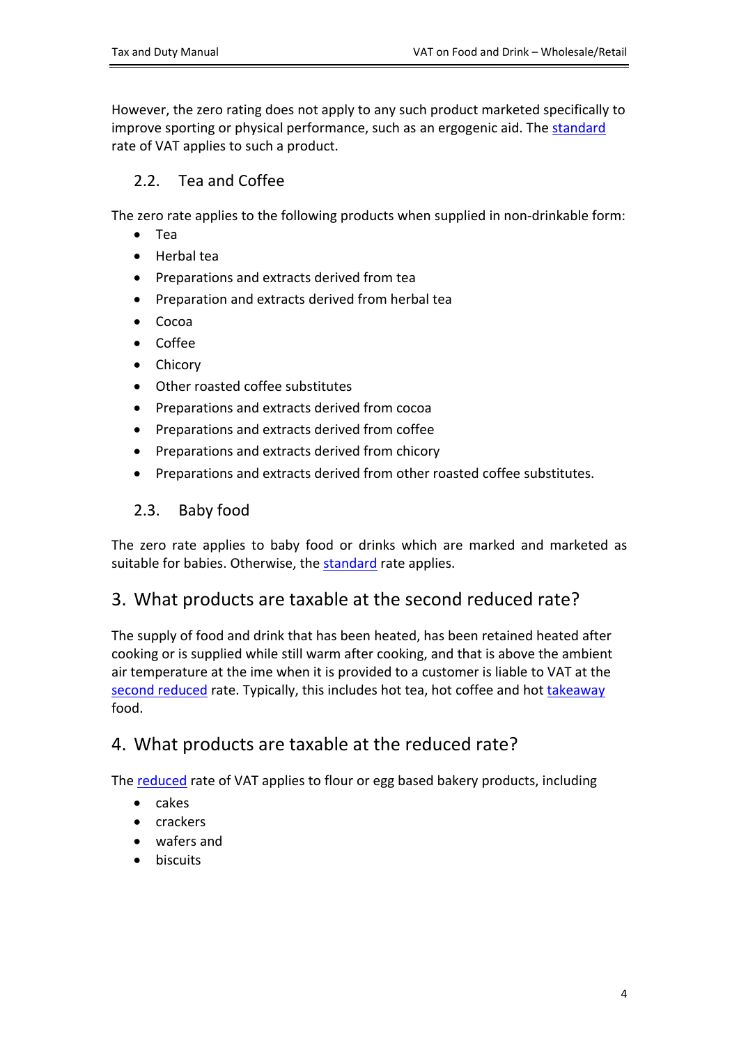However, the zero rating does not apply to any such product marketed specifically to improve sporting or physical performance, such as an ergogenic aid. The standard rate of VAT applies to such a product.

### 2.2. Tea and Coffee

The zero rate applies to the following products when supplied in non-drinkable form:

- Tea
- Herbal tea
- Preparations and extracts derived from tea
- Preparation and extracts derived from herbal tea
- Cocoa
- Coffee
- Chicory
- Other roasted coffee substitutes
- Preparations and extracts derived from cocoa
- Preparations and extracts derived from coffee
- Preparations and extracts derived from chicory
- Preparations and extracts derived from other roasted coffee substitutes.

### 2.3. Baby food

The zero rate applies to baby food or drinks which are marked and marketed as suitable for babies. Otherwise, the standard rate applies.

## 3. What products are taxable at the second reduced rate?

The supply of food and drink that has been heated, has been retained heated after cooking or is supplied while still warm after cooking, and that is above the ambient air temperature at the ime when it is provided to a customer is liable to VAT at the second reduced rate. Typically, this includes hot tea, hot coffee and hot takeaway food.

## 4. What products are taxable at the reduced rate?

The reduced rate of VAT applies to flour or egg based bakery products, including

- cakes
- crackers
- wafers and
- biscuits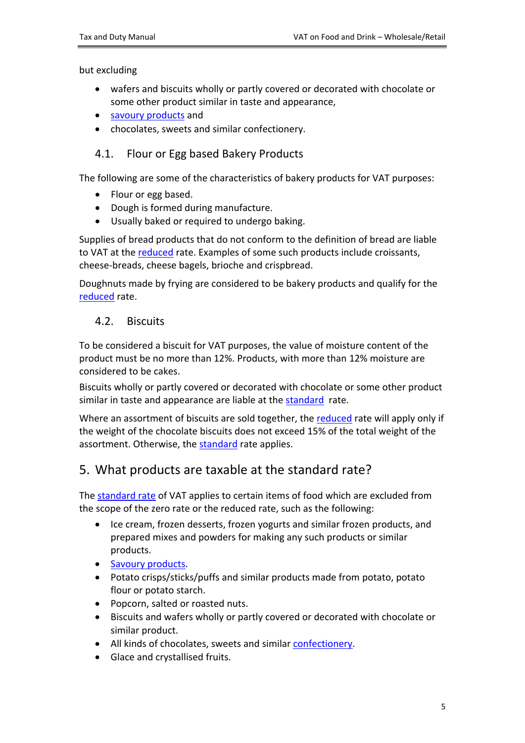but excluding

- wafers and biscuits wholly or partly covered or decorated with chocolate or some other product similar in taste and appearance,
- savoury products and
- chocolates, sweets and similar confectionery.

### 4.1. Flour or Egg based Bakery Products

The following are some of the characteristics of bakery products for VAT purposes:

- Flour or egg based.
- Dough is formed during manufacture.
- Usually baked or required to undergo baking.

Supplies of bread products that do not conform to the definition of bread are liable to VAT at the reduced rate. Examples of some such products include croissants, cheese-breads, cheese bagels, brioche and crispbread.

Doughnuts made by frying are considered to be bakery products and qualify for the reduced rate.

### 4.2. Biscuits

To be considered a biscuit for VAT purposes, the value of moisture content of the product must be no more than 12%. Products, with more than 12% moisture are considered to be cakes.

Biscuits wholly or partly covered or decorated with chocolate or some other product similar in taste and appearance are liable at the standard rate.

Where an assortment of biscuits are sold together, the reduced rate will apply only if the weight of the chocolate biscuits does not exceed 15% of the total weight of the assortment. Otherwise, the standard rate applies.

## 5. What products are taxable at the standard rate?

The standard rate of VAT applies to certain items of food which are excluded from the scope of the zero rate or the reduced rate, such as the following:

- Ice cream, frozen desserts, frozen yogurts and similar frozen products, and prepared mixes and powders for making any such products or similar products.
- Savoury products.
- Potato crisps/sticks/puffs and similar products made from potato, potato flour or potato starch.
- Popcorn, salted or roasted nuts.
- Biscuits and wafers wholly or partly covered or decorated with chocolate or similar product.
- All kinds of chocolates, sweets and similar confectionery.
- Glace and crystallised fruits.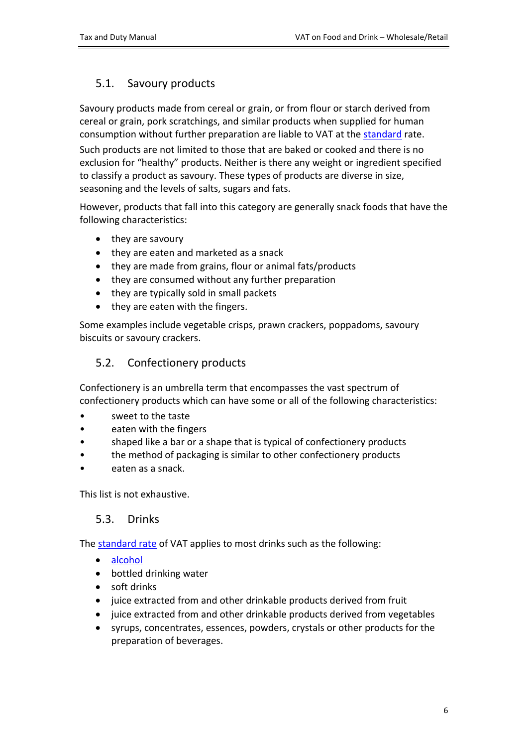## 5.1. Savoury products

Savoury products made from cereal or grain, or from flour or starch derived from cereal or grain, pork scratchings, and similar products when supplied for human consumption without further preparation are liable to VAT at the standard rate.

Such products are not limited to those that are baked or cooked and there is no exclusion for "healthy" products. Neither is there any weight or ingredient specified to classify a product as savoury. These types of products are diverse in size, seasoning and the levels of salts, sugars and fats.

However, products that fall into this category are generally snack foods that have the following characteristics:

- they are savoury
- they are eaten and marketed as a snack
- they are made from grains, flour or animal fats/products
- they are consumed without any further preparation
- they are typically sold in small packets
- they are eaten with the fingers.

Some examples include vegetable crisps, prawn crackers, poppadoms, savoury biscuits or savoury crackers.

## 5.2. Confectionery products

Confectionery is an umbrella term that encompasses the vast spectrum of confectionery products which can have some or all of the following characteristics:

- sweet to the taste
- eaten with the fingers
- shaped like a bar or a shape that is typical of confectionery products
- the method of packaging is similar to other confectionery products
- eaten as a snack.

This list is not exhaustive.

## 5.3. Drinks

The standard rate of VAT applies to most drinks such as the following:

- alcohol
- bottled drinking water
- soft drinks
- juice extracted from and other drinkable products derived from fruit
- juice extracted from and other drinkable products derived from vegetables
- syrups, concentrates, essences, powders, crystals or other products for the preparation of beverages.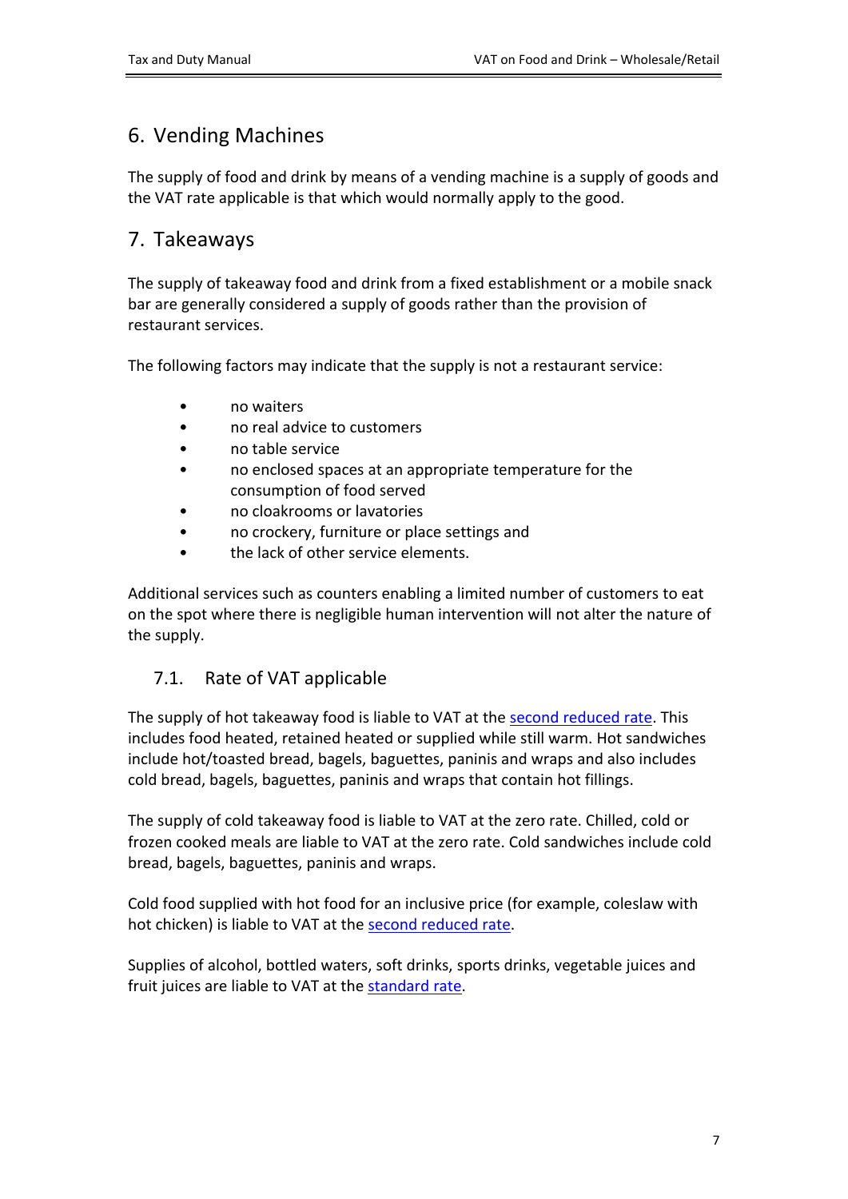## 6. Vending Machines

The supply of food and drink by means of a vending machine is a supply of goods and the VAT rate applicable is that which would normally apply to the good.

## 7. Takeaways

The supply of takeaway food and drink from a fixed establishment or a mobile snack bar are generally considered a supply of goods rather than the provision of restaurant services.

The following factors may indicate that the supply is not a restaurant service:

- no waiters
- no real advice to customers
- no table service
- no enclosed spaces at an appropriate temperature for the consumption of food served
- no cloakrooms or lavatories
- no crockery, furniture or place settings and
- the lack of other service elements.

Additional services such as counters enabling a limited number of customers to eat on the spot where there is negligible human intervention will not alter the nature of the supply.

### 7.1. Rate of VAT applicable

The supply of hot takeaway food is liable to VAT at the second reduced rate. This includes food heated, retained heated or supplied while still warm. Hot sandwiches include hot/toasted bread, bagels, baguettes, paninis and wraps and also includes cold bread, bagels, baguettes, paninis and wraps that contain hot fillings.

The supply of cold takeaway food is liable to VAT at the zero rate. Chilled, cold or frozen cooked meals are liable to VAT at the zero rate. Cold sandwiches include cold bread, bagels, baguettes, paninis and wraps.

Cold food supplied with hot food for an inclusive price (for example, coleslaw with hot chicken) is liable to VAT at the second reduced rate.

Supplies of alcohol, bottled waters, soft drinks, sports drinks, vegetable juices and fruit juices are liable to VAT at the standard rate.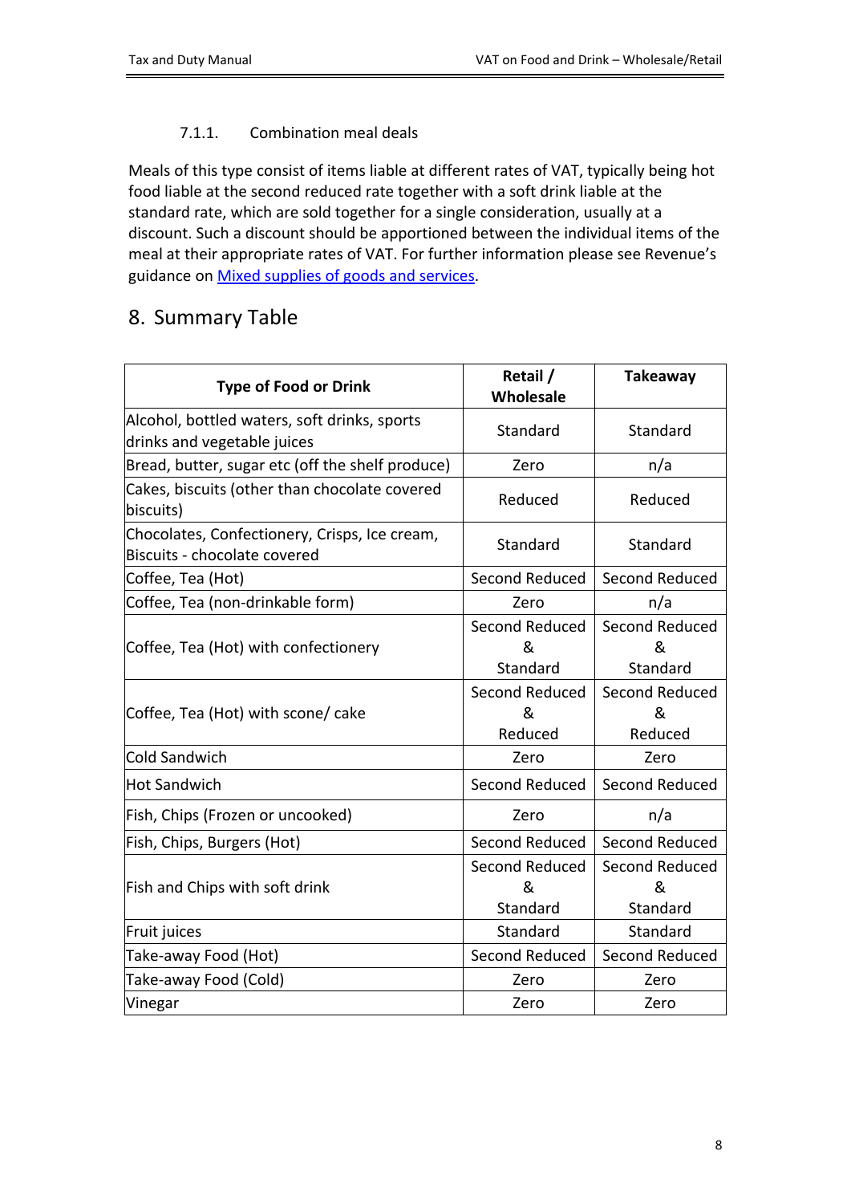#### 7.1.1. Combination meal deals

Meals of this type consist of items liable at different rates of VAT, typically being hot food liable at the second reduced rate together with a soft drink liable at the standard rate, which are sold together for a single consideration, usually at a discount. Such a discount should be apportioned between the individual items of the meal at their appropriate rates of VAT. For further information please see Revenue's guidance on [Mixed supplies of goods and services].

## 8. Summary Table

| Type of Food or Drink | Retail / Wholesale | Takeaway |
|---|---|---|
| Alcohol, bottled waters, soft drinks, sports drinks and vegetable juices | Standard | Standard |
| Bread, butter, sugar etc (off the shelf produce) | Zero | n/a |
| Cakes, biscuits (other than chocolate covered biscuits) | Reduced | Reduced |
| Chocolates, Confectionery, Crisps, Ice cream, Biscuits - chocolate covered | Standard | Standard |
| Coffee, Tea (Hot) | Second Reduced | Second Reduced |
| Coffee, Tea (non-drinkable form) | Zero | n/a |
| Coffee, Tea (Hot) with confectionery | Second Reduced & Standard | Second Reduced & Standard |
| Coffee, Tea (Hot) with scone/ cake | Second Reduced & Reduced | Second Reduced & Reduced |
| Cold Sandwich | Zero | Zero |
| Hot Sandwich | Second Reduced | Second Reduced |
| Fish, Chips (Frozen or uncooked) | Zero | n/a |
| Fish, Chips, Burgers (Hot) | Second Reduced | Second Reduced |
| Fish and Chips with soft drink | Second Reduced & Standard | Second Reduced & Standard |
| Fruit juices | Standard | Standard |
| Take-away Food (Hot) | Second Reduced | Second Reduced |
| Take-away Food (Cold) | Zero | Zero |
| Vinegar | Zero | Zero |